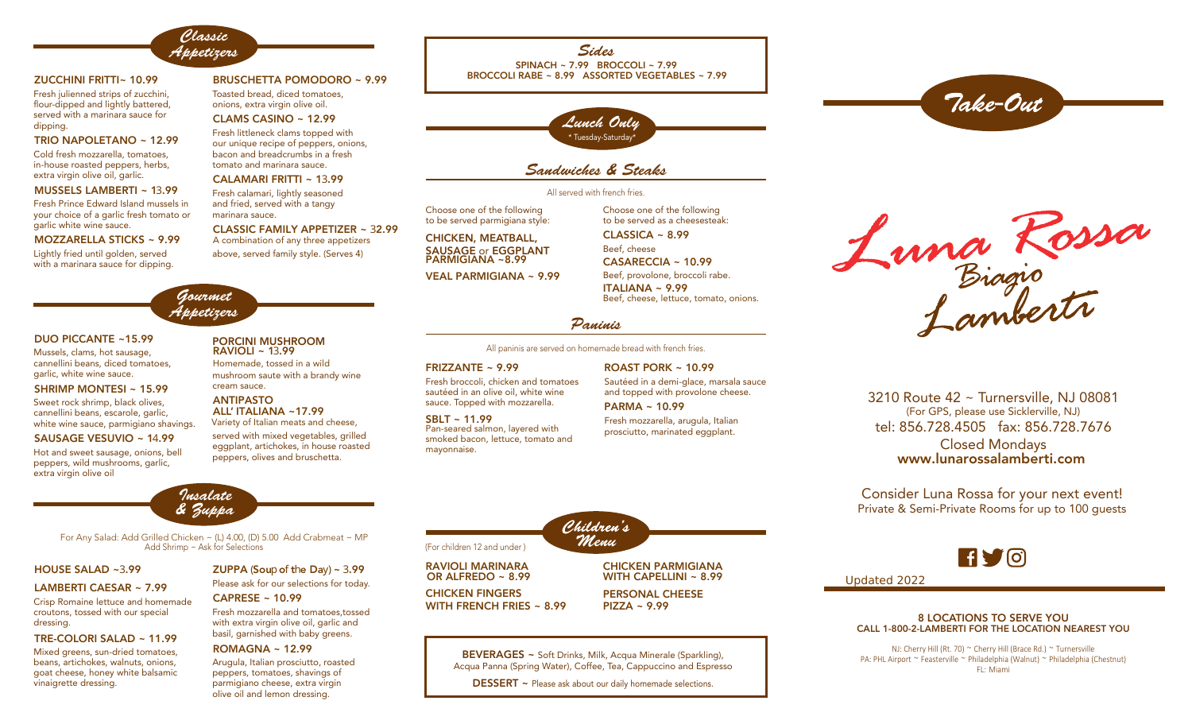## Classic Appetizers

**ZUCCHINI FRITTI~ 10.99**
Fresh julienned strips of zucchini, flour-dipped and lightly battered, served with a marinara sauce for dipping.

**TRIO NAPOLETANO ~ 12.99**
Cold fresh mozzarella, tomatoes, in-house roasted peppers, herbs, extra virgin olive oil, garlic.

**MUSSELS LAMBERTI ~ 13.99**
Fresh Prince Edward Island mussels in your choice of a garlic fresh tomato or garlic white wine sauce.

**MOZZARELLA STICKS ~ 9.99**
Lightly fried until golden, served with a marinara sauce for dipping.

**BRUSCHETTA POMODORO ~ 9.99**
Toasted bread, diced tomatoes, onions, extra virgin olive oil.

**CLAMS CASINO ~ 12.99**
Fresh littleneck clams topped with our unique recipe of peppers, onions, bacon and breadcrumbs in a fresh tomato and marinara sauce.

**CALAMARI FRITTI ~ 13.99**
Fresh calamari, lightly seasoned and fried, served with a tangy marinara sauce.

**CLASSIC FAMILY APPETIZER ~ 32.99**
A combination of any three appetizers above, served family style. (Serves 4)

## Gourmet Appetizers

**DUO PICCANTE ~15.99**
Mussels, clams, hot sausage, cannellini beans, diced tomatoes, garlic, white wine sauce.

**SHRIMP MONTESI ~ 15.99**
Sweet rock shrimp, black olives, cannellini beans, escarole, garlic, white wine sauce, parmigiano shavings.

**SAUSAGE VESUVIO ~ 14.99**
Hot and sweet sausage, onions, bell peppers, wild mushrooms, garlic, extra virgin olive oil

**PORCINI MUSHROOM RAVIOLI ~ 13.99**
Homemade, tossed in a wild mushroom saute with a brandy wine cream sauce.

**ANTIPASTO ALL' ITALIANA ~17.99**
Variety of Italian meats and cheese, served with mixed vegetables, grilled eggplant, artichokes, in house roasted peppers, olives and bruschetta.

## Insalate & Zuppa

For Any Salad: Add Grilled Chicken ~ (L) 4.00, (D) 5.00 Add Crabmeat ~ MP
Add Shrimp ~ Ask for Selections

**HOUSE SALAD ~3.99**

**LAMBERTI CAESAR ~ 7.99**
Crisp Romaine lettuce and homemade croutons, tossed with our special dressing.

**TRE-COLORI SALAD ~ 11.99**
Mixed greens, sun-dried tomatoes, beans, artichokes, walnuts, onions, goat cheese, honey white balsamic vinaigrette dressing.

**ZUPPA (Soup of the Day) ~ 3.99**
Please ask for our selections for today.

**CAPRESE ~ 10.99**
Fresh mozzarella and tomatoes,tossed with extra virgin olive oil, garlic and basil, garnished with baby greens.

**ROMAGNA ~ 12.99**
Arugula, Italian prosciutto, roasted peppers, tomatoes, shavings of parmigiano cheese, extra virgin olive oil and lemon dressing.

## Sides

SPINACH ~ 7.99 BROCCOLI ~ 7.99
BROCCOLI RABE ~ 8.99 ASSORTED VEGETABLES ~ 7.99

## Lunch Only

*Tuesday-Saturday*

### Sandwiches & Steaks

All served with french fries.

Choose one of the following to be served parmigiana style:

**CHICKEN, MEATBALL, SAUSAGE or EGGPLANT PARMIGIANA ~8.99**

**VEAL PARMIGIANA ~ 9.99**

Choose one of the following to be served as a cheesesteak:

**CLASSICA ~ 8.99**
Beef, cheese

**CASARECCIA ~ 10.99**
Beef, provolone, broccoli rabe.

**ITALIANA ~ 9.99**
Beef, cheese, lettuce, tomato, onions.

### Paninis

All paninis are served on homemade bread with french fries.

**FRIZZANTE ~ 9.99**
Fresh broccoli, chicken and tomatoes sautéed in an olive oil, white wine sauce. Topped with mozzarella.

**SBLT ~ 11.99**
Pan-seared salmon, layered with smoked bacon, lettuce, tomato and mayonnaise.

**ROAST PORK ~ 10.99**
Sautéed in a demi-glace, marsala sauce and topped with provolone cheese.

**PARMA ~ 10.99**
Fresh mozzarella, arugula, Italian prosciutto, marinated eggplant.

## Children's Menu

(For children 12 and under)

**RAVIOLI MARINARA OR ALFREDO ~ 8.99**

**CHICKEN FINGERS WITH FRENCH FRIES ~ 8.99**

**CHICKEN PARMIGIANA WITH CAPELLINI ~ 8.99**

**PERSONAL CHEESE PIZZA ~ 9.99**

**BEVERAGES ~** Soft Drinks, Milk, Acqua Minerale (Sparkling), Acqua Panna (Spring Water), Coffee, Tea, Cappuccino and Espresso

**DESSERT ~** Please ask about our daily homemade selections.

# Take-Out

# Luna Rossa
## Biagio Lamberti

3210 Route 42 ~ Turnersville, NJ 08081
(For GPS, please use Sicklerville, NJ)
tel: 856.728.4505 fax: 856.728.7676
Closed Mondays
**www.lunarossalamberti.com**

Consider Luna Rossa for your next event!
Private & Semi-Private Rooms for up to 100 guests

Updated 2022

**8 LOCATIONS TO SERVE YOU**
**CALL 1-800-2-LAMBERTI FOR THE LOCATION NEAREST YOU**

NJ: Cherry Hill (Rt. 70) ~ Cherry Hill (Brace Rd.) ~ Turnersville
PA: PHL Airport ~ Feasterville ~ Philadelphia (Walnut) ~ Philadelphia (Chestnut)
FL: Miami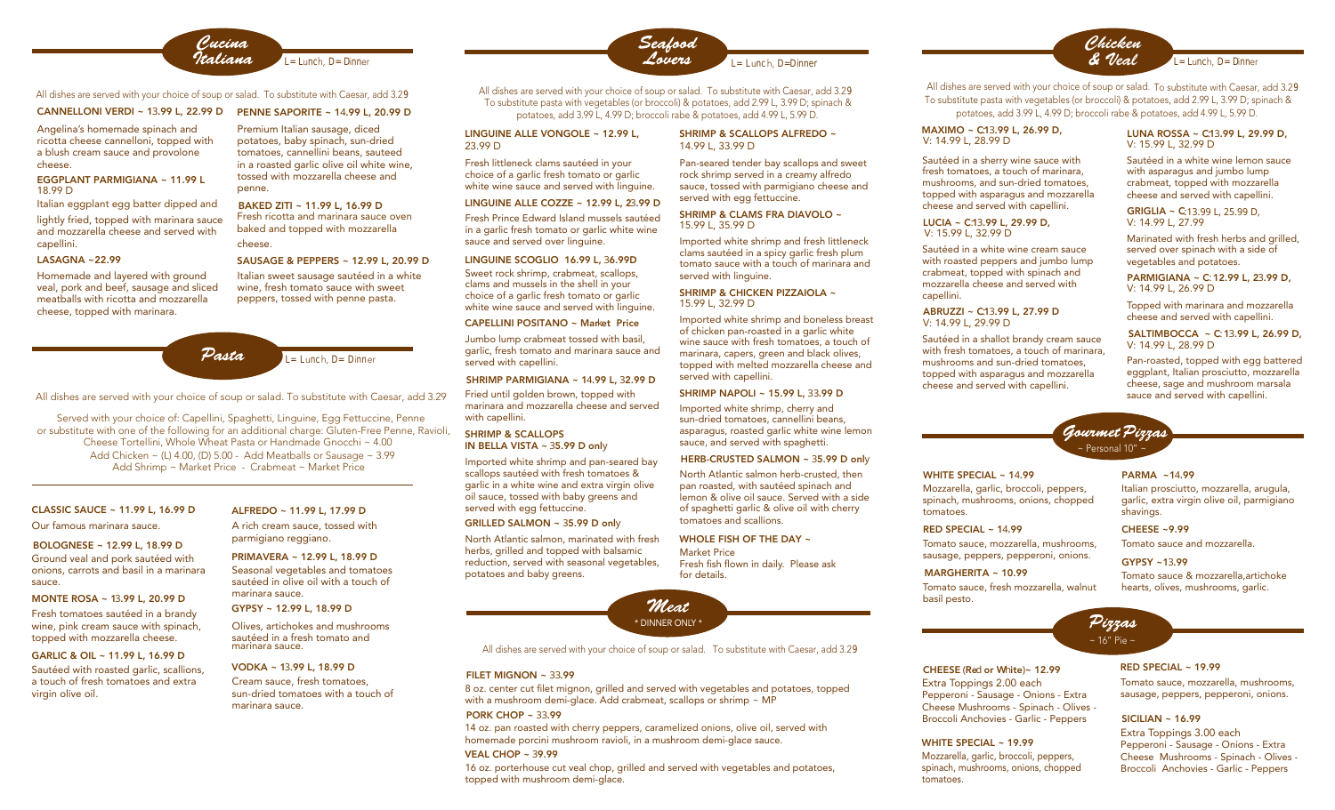## Cucina Italiana

L= Lunch, D= Dinner

All dishes are served with your choice of soup or salad. To substitute with Caesar, add 3.29

**CANNELLONI VERDI ~ 13.99 L, 22.99 D**

Angelina's homemade spinach and ricotta cheese cannelloni, topped with a blush cream sauce and provolone cheese.

**EGGPLANT PARMIGIANA ~ 11.99 L 18.99 D**

Italian eggplant egg batter dipped and lightly fried, topped with marinara sauce and mozzarella cheese and served with capellini.

**LASAGNA ~22.99**

Homemade and layered with ground veal, pork and beef, sausage and sliced meatballs with ricotta and mozzarella cheese, topped with marinara.

**PENNE SAPORITE ~ 14.99 L, 20.99 D**

Premium Italian sausage, diced potatoes, baby spinach, sun-dried tomatoes, cannellini beans, sauteed in a roasted garlic olive oil white wine, tossed with mozzarella cheese and penne.

**BAKED ZITI ~ 11.99 L, 16.99 D**

Fresh ricotta and marinara sauce oven baked and topped with mozzarella cheese.

**SAUSAGE & PEPPERS ~ 12.99 L, 20.99 D**

Italian sweet sausage sautéed in a white wine, fresh tomato sauce with sweet peppers, tossed with penne pasta.

## Pasta

L= Lunch, D= Dinner

All dishes are served with your choice of soup or salad. To substitute with Caesar, add 3.29

Served with your choice of: Capellini, Spaghetti, Linguine, Egg Fettuccine, Penne or substitute with one of the following for an additional charge: Gluten-Free Penne, Ravioli, Cheese Tortellini, Whole Wheat Pasta or Handmade Gnocchi ~ 4.00
Add Chicken ~ (L) 4.00, (D) 5.00 - Add Meatballs or Sausage ~ 3.99
Add Shrimp ~ Market Price - Crabmeat ~ Market Price

**CLASSIC SAUCE ~ 11.99 L, 16.99 D**

Our famous marinara sauce.

**BOLOGNESE ~ 12.99 L, 18.99 D**

Ground veal and pork sautéed with onions, carrots and basil in a marinara sauce.

**MONTE ROSA ~ 13.99 L, 20.99 D**

Fresh tomatoes sautéed in a brandy wine, pink cream sauce with spinach, topped with mozzarella cheese.

**GARLIC & OIL ~ 11.99 L, 16.99 D**

Sautéed with roasted garlic, scallions, a touch of fresh tomatoes and extra virgin olive oil.

**ALFREDO ~ 11.99 L, 17.99 D**

A rich cream sauce, tossed with parmigiano reggiano.

**PRIMAVERA ~ 12.99 L, 18.99 D**

Seasonal vegetables and tomatoes sautéed in olive oil with a touch of marinara sauce.

**GYPSY ~ 12.99 L, 18.99 D**

Olives, artichokes and mushrooms sautéed in a fresh tomato and marinara sauce.

**VODKA ~ 13.99 L, 18.99 D**

Cream sauce, fresh tomatoes, sun-dried tomatoes with a touch of marinara sauce.

## Seafood Lovers

L= Lunch, D=Dinner

All dishes are served with your choice of soup or salad. To substitute with Caesar, add 3.29
To substitute pasta with vegetables (or broccoli) & potatoes, add 2.99 L, 3.99 D; spinach & potatoes, add 3.99 L, 4.99 D; broccoli rabe & potatoes, add 4.99 L, 5.99 D.

**LINGUINE ALLE VONGOLE ~ 12.99 L, 23.99 D**

Fresh littleneck clams sautéed in your choice of a garlic fresh tomato or garlic white wine sauce and served with linguine.

**LINGUINE ALLE COZZE ~ 12.99 L, 23.99 D**

Fresh Prince Edward Island mussels sautéed in a garlic fresh tomato or garlic white wine sauce and served over linguine.

**LINGUINE SCOGLIO 16.99 L, 36.99D**

Sweet rock shrimp, crabmeat, scallops, clams and mussels in the shell in your choice of a garlic fresh tomato or garlic white wine sauce and served with linguine.

**CAPELLINI POSITANO ~ Market Price**

Jumbo lump crabmeat tossed with basil, garlic, fresh tomato and marinara sauce and served with capellini.

**SHRIMP PARMIGIANA ~ 14.99 L, 32.99 D**

Fried until golden brown, topped with marinara and mozzarella cheese and served with capellini.

**SHRIMP & SCALLOPS IN BELLA VISTA ~ 35.99 D only**

Imported white shrimp and pan-seared bay scallops sautéed with fresh tomatoes & garlic in a white wine and extra virgin olive oil sauce, tossed with baby greens and served with egg fettuccine.

**GRILLED SALMON ~ 35.99 D only**

North Atlantic salmon, marinated with fresh herbs, grilled and topped with balsamic reduction, served with seasonal vegetables, potatoes and baby greens.

**SHRIMP & SCALLOPS ALFREDO ~ 14.99 L, 33.99 D**

Pan-seared tender bay scallops and sweet rock shrimp served in a creamy alfredo sauce, tossed with parmigiano cheese and served with egg fettuccine.

**SHRIMP & CLAMS FRA DIAVOLO ~ 15.99 L, 35.99 D**

Imported white shrimp and fresh littleneck clams sautéed in a spicy garlic fresh plum tomato sauce with a touch of marinara and served with linguine.

**SHRIMP & CHICKEN PIZZAIOLA ~ 15.99 L, 32.99 D**

Imported white shrimp and boneless breast of chicken pan-roasted in a garlic white wine sauce with fresh tomatoes, a touch of marinara, capers, green and black olives, topped with melted mozzarella cheese and served with capellini.

**SHRIMP NAPOLI ~ 15.99 L, 33.99 D**

Imported white shrimp, cherry and sun-dried tomatoes, cannellini beans, asparagus, roasted garlic white wine lemon sauce, and served with spaghetti.

**HERB-CRUSTED SALMON ~ 35.99 D only**

North Atlantic salmon herb-crusted, then pan roasted, with sautéed spinach and lemon & olive oil sauce. Served with a side of spaghetti garlic & olive oil with cherry tomatoes and scallions.

**WHOLE FISH OF THE DAY ~**

Market Price
Fresh fish flown in daily. Please ask for details.

## Meat

\* DINNER ONLY \*

All dishes are served with your choice of soup or salad. To substitute with Caesar, add 3.29

**FILET MIGNON ~ 33.99**

8 oz. center cut filet mignon, grilled and served with vegetables and potatoes, topped with a mushroom demi-glace. Add crabmeat, scallops or shrimp ~ MP

**PORK CHOP ~ 33.99**

14 oz. pan roasted with cherry peppers, caramelized onions, olive oil, served with homemade porcini mushroom ravioli, in a mushroom demi-glace sauce.

**VEAL CHOP ~ 39.99**

16 oz. porterhouse cut veal chop, grilled and served with vegetables and potatoes, topped with mushroom demi-glace.

## Chicken & Veal

L= Lunch, D= Dinner

All dishes are served with your choice of soup or salad. To substitute with Caesar, add 3.29
To substitute pasta with vegetables (or broccoli) & potatoes, add 2.99 L, 3.99 D; spinach & potatoes, add 3.99 L, 4.99 D; broccoli rabe & potatoes, add 4.99 L, 5.99 D.

**MAXIMO ~ C:13.99 L, 26.99 D, V: 14.99 L, 28.99 D**

Sautéed in a sherry wine sauce with fresh tomatoes, a touch of marinara, mushrooms, and sun-dried tomatoes, topped with asparagus and mozzarella cheese and served with capellini.

**LUCIA ~ C:13.99 L, 29.99 D, V: 15.99 L, 32.99 D**

Sautéed in a white wine cream sauce with roasted peppers and jumbo lump crabmeat, topped with spinach and mozzarella cheese and served with capellini.

**ABRUZZI ~ C:13.99 L, 27.99 D V: 14.99 L, 29.99 D**

Sautéed in a shallot brandy cream sauce with fresh tomatoes, a touch of marinara, mushrooms and sun-dried tomatoes, topped with asparagus and mozzarella cheese and served with capellini.

**LUNA ROSSA ~ C:13.99 L, 29.99 D, V: 15.99 L, 32.99 D**

Sautéed in a white wine lemon sauce with asparagus and jumbo lump crabmeat, topped with mozzarella cheese and served with capellini.

**GRIGLIA ~ C:13.99 L, 25.99 D, V: 14.99 L, 27.99**

Marinated with fresh herbs and grilled, served over spinach with a side of vegetables and potatoes.

**PARMIGIANA ~ C:12.99 L, 23.99 D, V: 14.99 L, 26.99 D**

Topped with marinara and mozzarella cheese and served with capellini.

**SALTIMBOCCA ~ C:13.99 L, 26.99 D, V: 14.99 L, 28.99 D**

Pan-roasted, topped with egg battered eggplant, Italian prosciutto, mozzarella cheese, sage and mushroom marsala sauce and served with capellini.

## Gourmet Pizzas

~ Personal 10" ~

**WHITE SPECIAL ~ 14.99**

Mozzarella, garlic, broccoli, peppers, spinach, mushrooms, onions, chopped tomatoes.

**RED SPECIAL ~ 14.99**

Tomato sauce, mozzarella, mushrooms, sausage, peppers, pepperoni, onions.

**MARGHERITA ~ 10.99**

Tomato sauce, fresh mozzarella, walnut basil pesto.

**PARMA ~14.99**

Italian prosciutto, mozzarella, arugula, garlic, extra virgin olive oil, parmigiano shavings.

**CHEESE ~9.99**

Tomato sauce and mozzarella.

**GYPSY ~13.99**

Tomato sauce & mozzarella,artichoke hearts, olives, mushrooms, garlic.

## Pizzas

~ 16" Pie ~

**CHEESE (Red or White)~ 12.99**

Extra Toppings 2.00 each
Pepperoni - Sausage - Onions - Extra Cheese Mushrooms - Spinach - Olives - Broccoli Anchovies - Garlic - Peppers

**WHITE SPECIAL ~ 19.99**

Mozzarella, garlic, broccoli, peppers, spinach, mushrooms, onions, chopped tomatoes.

**RED SPECIAL ~ 19.99**

Tomato sauce, mozzarella, mushrooms, sausage, peppers, pepperoni, onions.

**SICILIAN ~ 16.99**

Extra Toppings 3.00 each
Pepperoni - Sausage - Onions - Extra Cheese Mushrooms - Spinach - Olives - Broccoli Anchovies - Garlic - Peppers